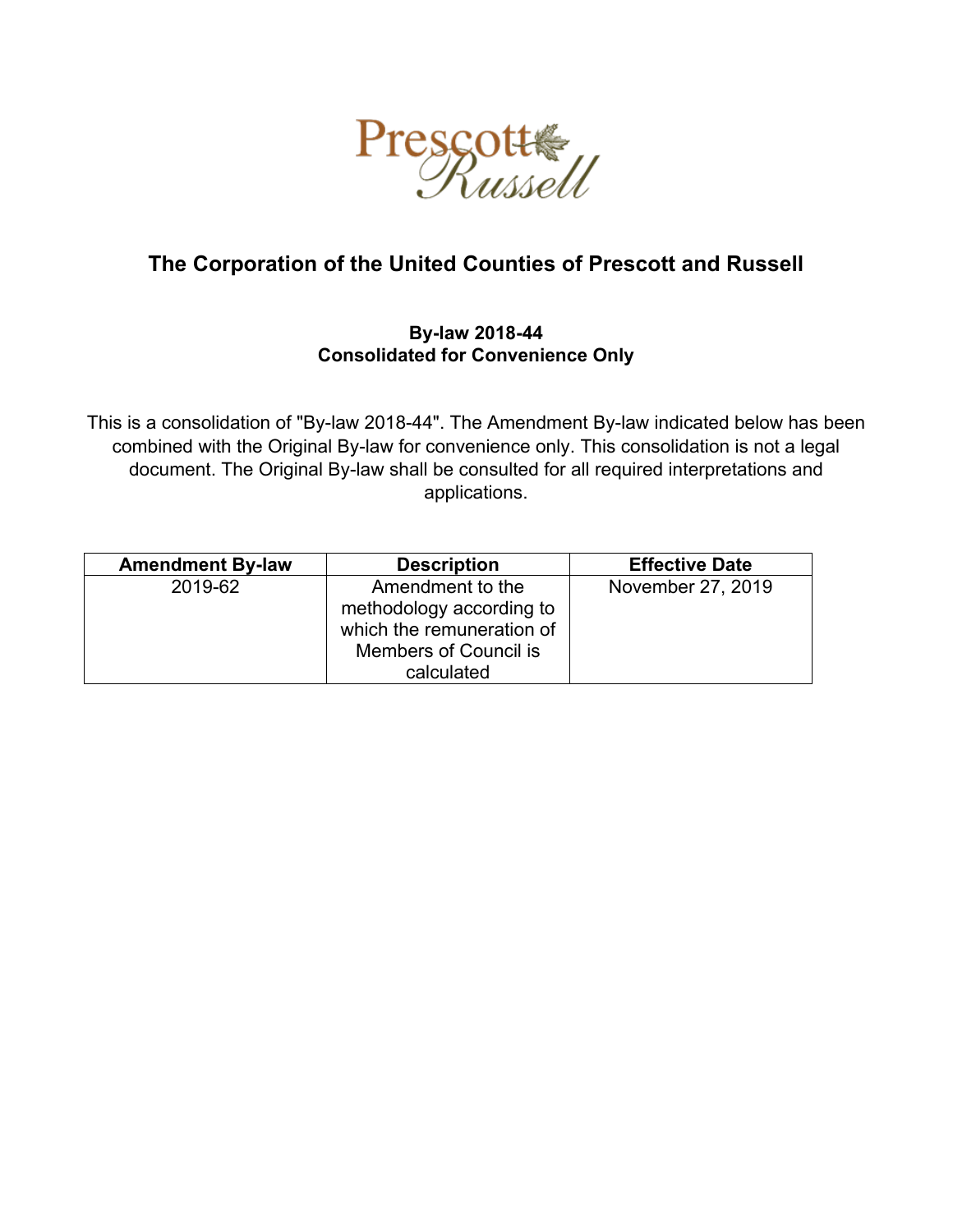# The Corporation of the United Counties of Prescott and Russell

**By-law 2018-44**
**Consolidated for Convenience Only**

This is a consolidation of "By-law 2018-44". The Amendment By-law indicated below has been combined with the Original By-law for convenience only. This consolidation is not a legal document. The Original By-law shall be consulted for all required interpretations and applications.

| Amendment By-law | Description | Effective Date |
|---|---|---|
| 2019-62 | Amendment to the methodology according to which the remuneration of Members of Council is calculated | November 27, 2019 |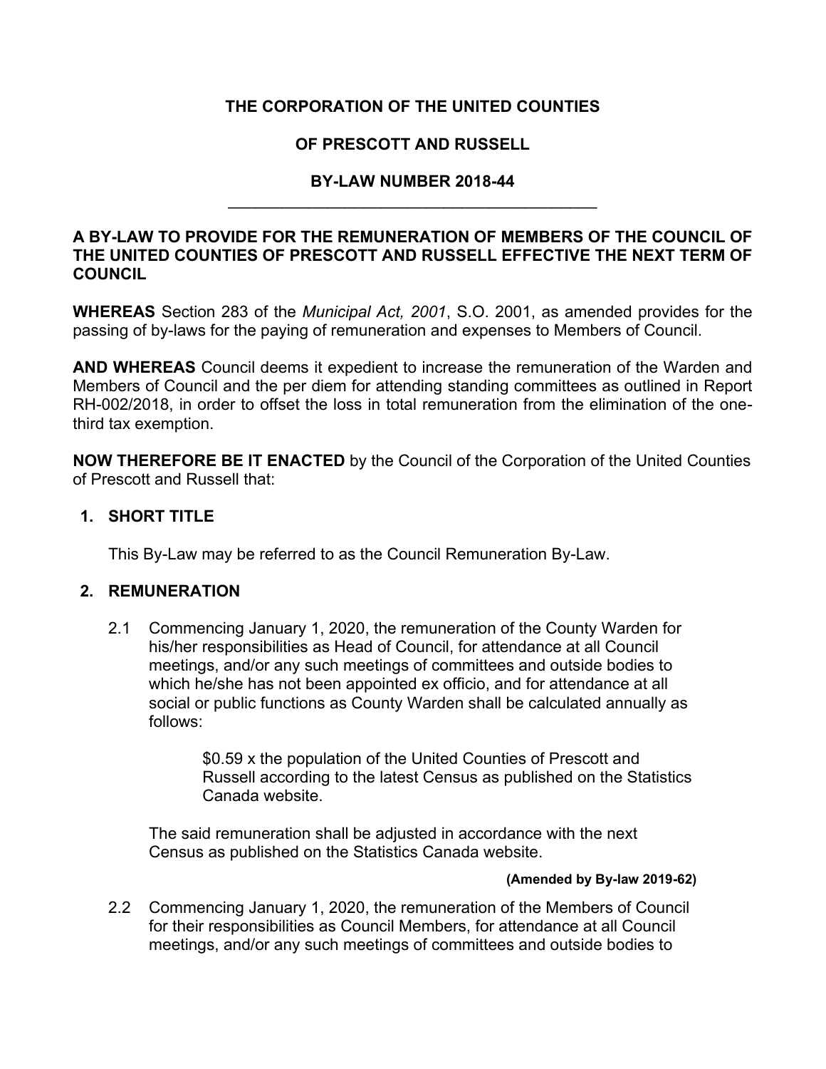**THE CORPORATION OF THE UNITED COUNTIES**

**OF PRESCOTT AND RUSSELL**

**BY-LAW NUMBER 2018-44**

---

**A BY-LAW TO PROVIDE FOR THE REMUNERATION OF MEMBERS OF THE COUNCIL OF THE UNITED COUNTIES OF PRESCOTT AND RUSSELL EFFECTIVE THE NEXT TERM OF COUNCIL**

**WHEREAS** Section 283 of the *Municipal Act, 2001*, S.O. 2001, as amended provides for the passing of by-laws for the paying of remuneration and expenses to Members of Council.

**AND WHEREAS** Council deems it expedient to increase the remuneration of the Warden and Members of Council and the per diem for attending standing committees as outlined in Report RH-002/2018, in order to offset the loss in total remuneration from the elimination of the one-third tax exemption.

**NOW THEREFORE BE IT ENACTED** by the Council of the Corporation of the United Counties of Prescott and Russell that:

## 1. SHORT TITLE

This By-Law may be referred to as the Council Remuneration By-Law.

## 2. REMUNERATION

2.1 Commencing January 1, 2020, the remuneration of the County Warden for his/her responsibilities as Head of Council, for attendance at all Council meetings, and/or any such meetings of committees and outside bodies to which he/she has not been appointed ex officio, and for attendance at all social or public functions as County Warden shall be calculated annually as follows:

> $0.59 x the population of the United Counties of Prescott and Russell according to the latest Census as published on the Statistics Canada website.

The said remuneration shall be adjusted in accordance with the next Census as published on the Statistics Canada website.

**(Amended by By-law 2019-62)**

2.2 Commencing January 1, 2020, the remuneration of the Members of Council for their responsibilities as Council Members, for attendance at all Council meetings, and/or any such meetings of committees and outside bodies to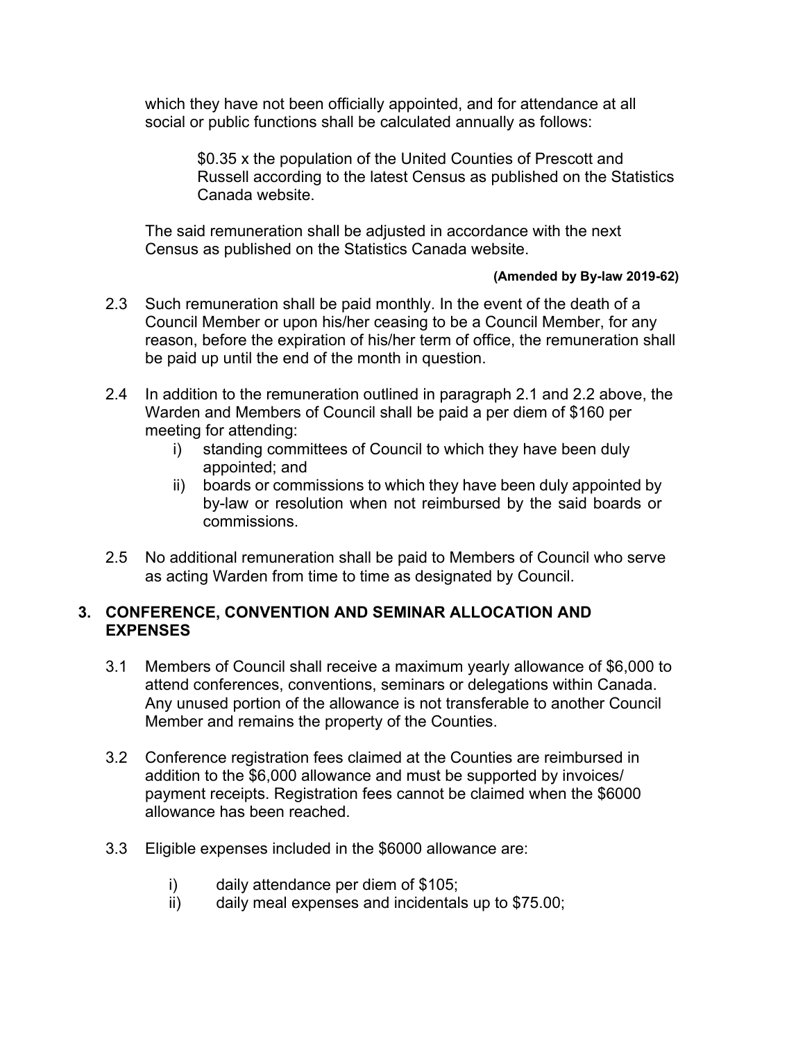which they have not been officially appointed, and for attendance at all social or public functions shall be calculated annually as follows:

> $0.35 x the population of the United Counties of Prescott and Russell according to the latest Census as published on the Statistics Canada website.

The said remuneration shall be adjusted in accordance with the next Census as published on the Statistics Canada website.

**(Amended by By-law 2019-62)**

2.3 Such remuneration shall be paid monthly. In the event of the death of a Council Member or upon his/her ceasing to be a Council Member, for any reason, before the expiration of his/her term of office, the remuneration shall be paid up until the end of the month in question.

2.4 In addition to the remuneration outlined in paragraph 2.1 and 2.2 above, the Warden and Members of Council shall be paid a per diem of $160 per meeting for attending:

- i) standing committees of Council to which they have been duly appointed; and
- ii) boards or commissions to which they have been duly appointed by by-law or resolution when not reimbursed by the said boards or commissions.

2.5 No additional remuneration shall be paid to Members of Council who serve as acting Warden from time to time as designated by Council.

## 3. CONFERENCE, CONVENTION AND SEMINAR ALLOCATION AND EXPENSES

3.1 Members of Council shall receive a maximum yearly allowance of $6,000 to attend conferences, conventions, seminars or delegations within Canada. Any unused portion of the allowance is not transferable to another Council Member and remains the property of the Counties.

3.2 Conference registration fees claimed at the Counties are reimbursed in addition to the $6,000 allowance and must be supported by invoices/ payment receipts. Registration fees cannot be claimed when the $6000 allowance has been reached.

3.3 Eligible expenses included in the $6000 allowance are:

- i) daily attendance per diem of $105;
- ii) daily meal expenses and incidentals up to $75.00;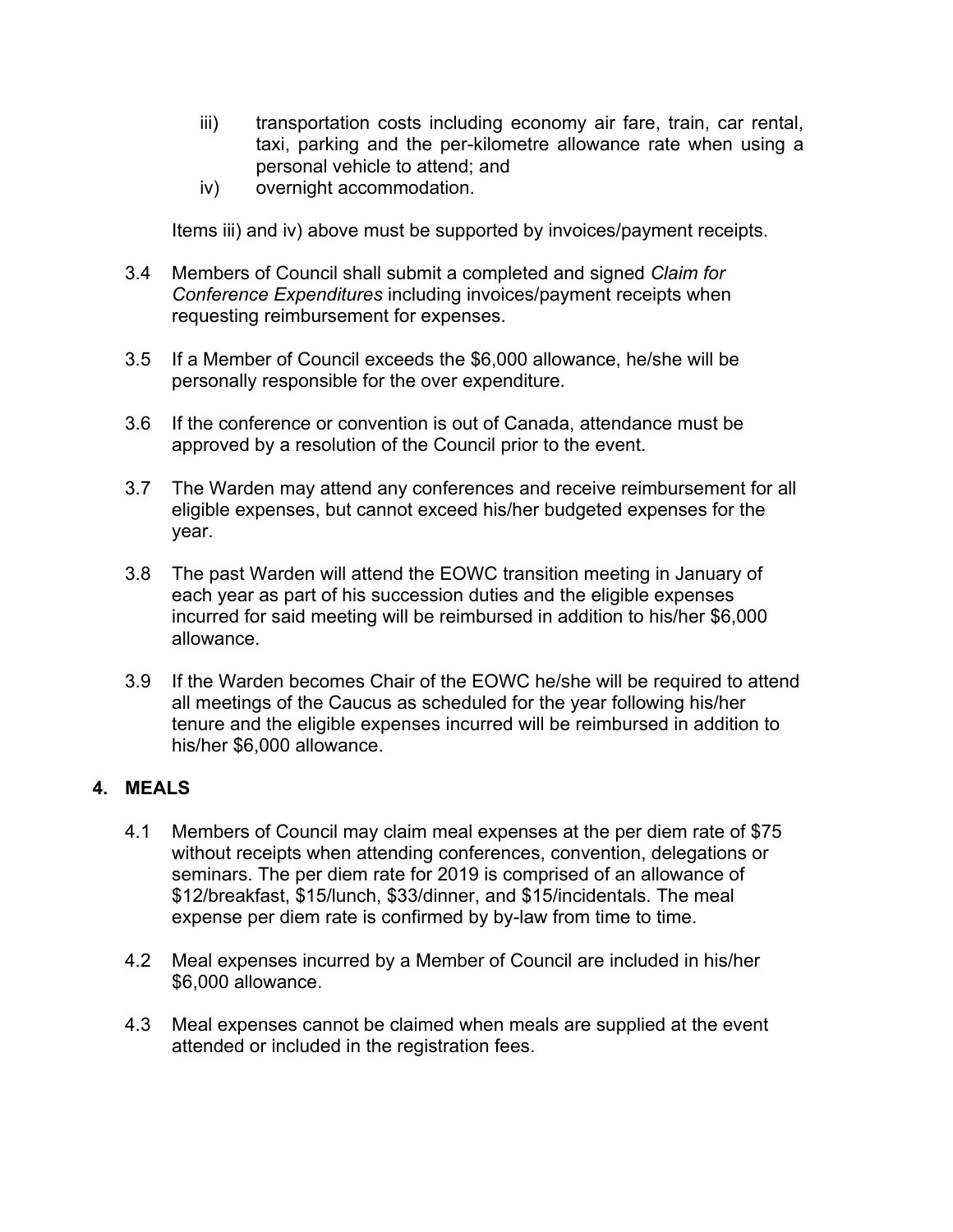iii) transportation costs including economy air fare, train, car rental, taxi, parking and the per-kilometre allowance rate when using a personal vehicle to attend; and

iv) overnight accommodation.

Items iii) and iv) above must be supported by invoices/payment receipts.

3.4 Members of Council shall submit a completed and signed *Claim for Conference Expenditures* including invoices/payment receipts when requesting reimbursement for expenses.

3.5 If a Member of Council exceeds the $6,000 allowance, he/she will be personally responsible for the over expenditure.

3.6 If the conference or convention is out of Canada, attendance must be approved by a resolution of the Council prior to the event.

3.7 The Warden may attend any conferences and receive reimbursement for all eligible expenses, but cannot exceed his/her budgeted expenses for the year.

3.8 The past Warden will attend the EOWC transition meeting in January of each year as part of his succession duties and the eligible expenses incurred for said meeting will be reimbursed in addition to his/her $6,000 allowance.

3.9 If the Warden becomes Chair of the EOWC he/she will be required to attend all meetings of the Caucus as scheduled for the year following his/her tenure and the eligible expenses incurred will be reimbursed in addition to his/her $6,000 allowance.

## 4. MEALS

4.1 Members of Council may claim meal expenses at the per diem rate of $75 without receipts when attending conferences, convention, delegations or seminars. The per diem rate for 2019 is comprised of an allowance of $12/breakfast, $15/lunch, $33/dinner, and $15/incidentals. The meal expense per diem rate is confirmed by by-law from time to time.

4.2 Meal expenses incurred by a Member of Council are included in his/her $6,000 allowance.

4.3 Meal expenses cannot be claimed when meals are supplied at the event attended or included in the registration fees.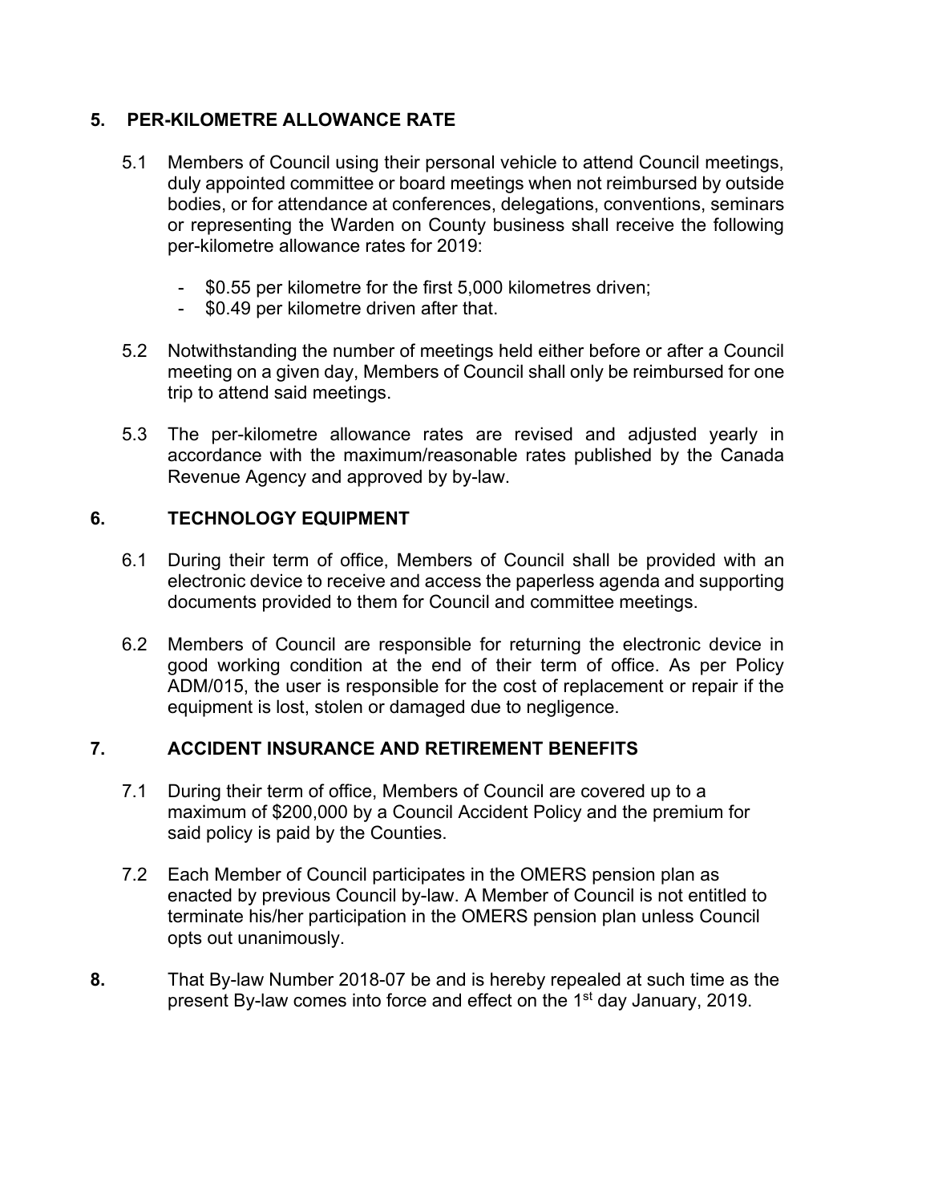## 5. PER-KILOMETRE ALLOWANCE RATE

5.1 Members of Council using their personal vehicle to attend Council meetings, duly appointed committee or board meetings when not reimbursed by outside bodies, or for attendance at conferences, delegations, conventions, seminars or representing the Warden on County business shall receive the following per-kilometre allowance rates for 2019:

- $0.55 per kilometre for the first 5,000 kilometres driven;
- $0.49 per kilometre driven after that.

5.2 Notwithstanding the number of meetings held either before or after a Council meeting on a given day, Members of Council shall only be reimbursed for one trip to attend said meetings.

5.3 The per-kilometre allowance rates are revised and adjusted yearly in accordance with the maximum/reasonable rates published by the Canada Revenue Agency and approved by by-law.

## 6. TECHNOLOGY EQUIPMENT

6.1 During their term of office, Members of Council shall be provided with an electronic device to receive and access the paperless agenda and supporting documents provided to them for Council and committee meetings.

6.2 Members of Council are responsible for returning the electronic device in good working condition at the end of their term of office. As per Policy ADM/015, the user is responsible for the cost of replacement or repair if the equipment is lost, stolen or damaged due to negligence.

## 7. ACCIDENT INSURANCE AND RETIREMENT BENEFITS

7.1 During their term of office, Members of Council are covered up to a maximum of $200,000 by a Council Accident Policy and the premium for said policy is paid by the Counties.

7.2 Each Member of Council participates in the OMERS pension plan as enacted by previous Council by-law. A Member of Council is not entitled to terminate his/her participation in the OMERS pension plan unless Council opts out unanimously.

**8.** That By-law Number 2018-07 be and is hereby repealed at such time as the present By-law comes into force and effect on the 1st day January, 2019.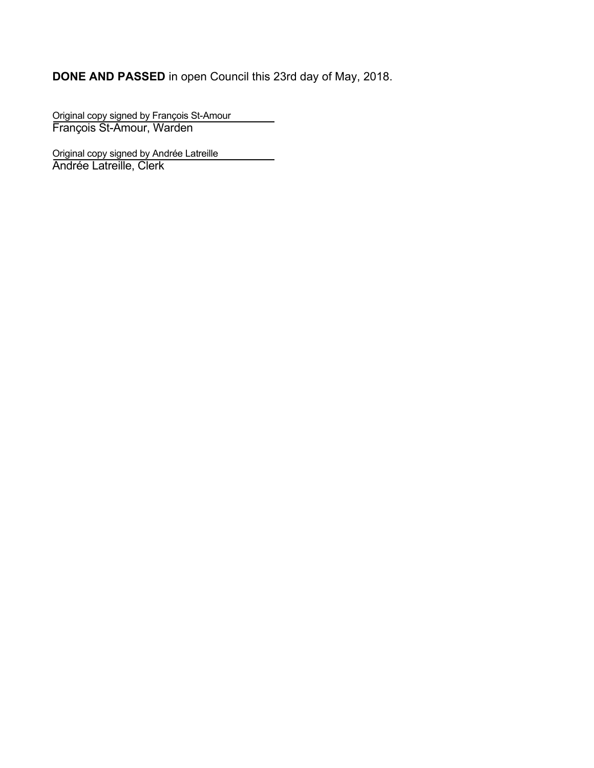**DONE AND PASSED** in open Council this 23rd day of May, 2018.

Original copy signed by François St-Amour
François St-Amour, Warden

Original copy signed by Andrée Latreille
Andrée Latreille, Clerk